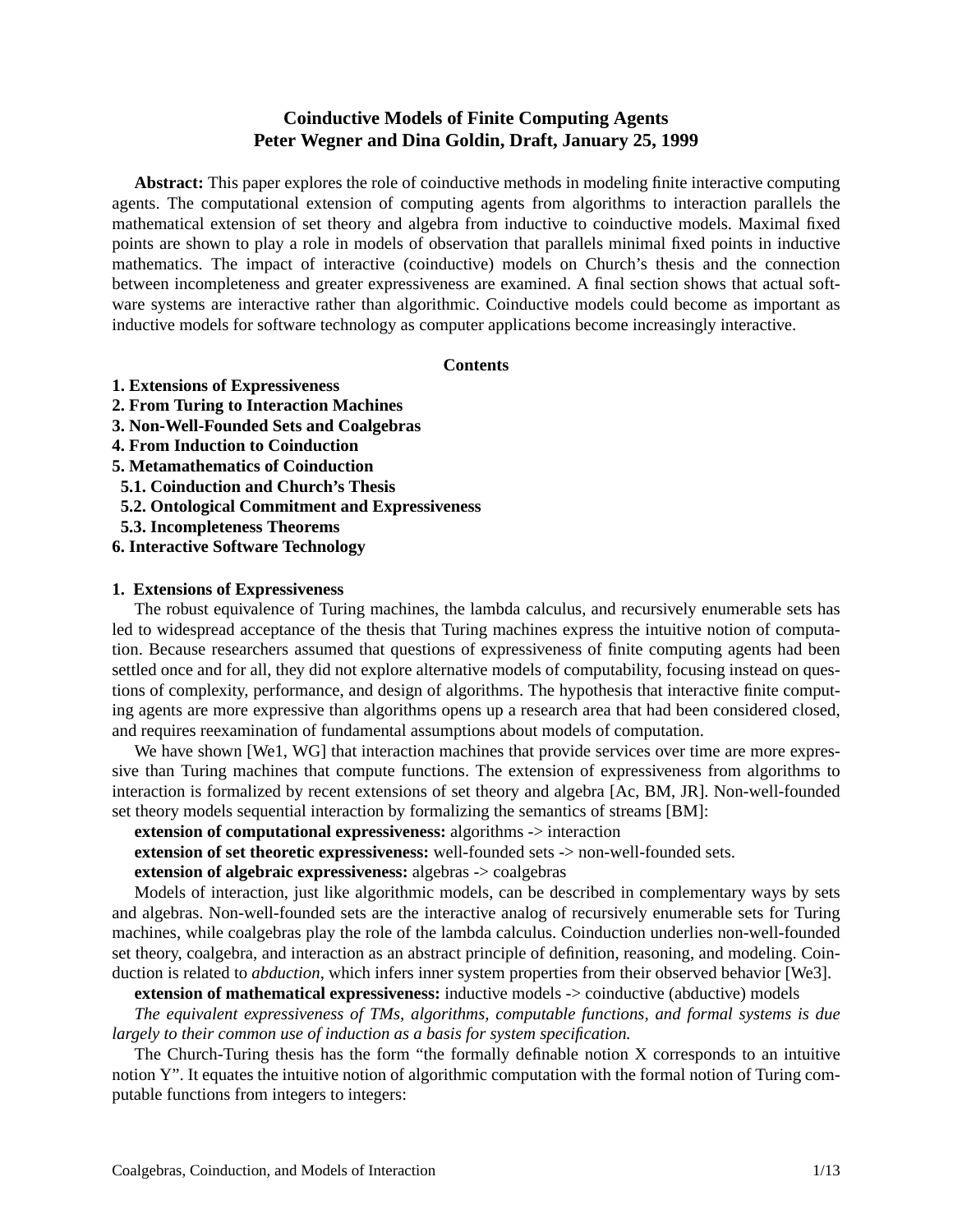# Coinductive Models of Finite Computing Agents
## Peter Wegner and Dina Goldin, Draft, January 25, 1999

**Abstract:** This paper explores the role of coinductive methods in modeling finite interactive computing agents. The computational extension of computing agents from algorithms to interaction parallels the mathematical extension of set theory and algebra from inductive to coinductive models. Maximal fixed points are shown to play a role in models of observation that parallels minimal fixed points in inductive mathematics. The impact of interactive (coinductive) models on Church's thesis and the connection between incompleteness and greater expressiveness are examined. A final section shows that actual software systems are interactive rather than algorithmic. Coinductive models could become as important as inductive models for software technology as computer applications become increasingly interactive.

**Contents**

**1. Extensions of Expressiveness**
**2. From Turing to Interaction Machines**
**3. Non-Well-Founded Sets and Coalgebras**
**4. From Induction to Coinduction**
**5. Metamathematics of Coinduction**
**5.1. Coinduction and Church's Thesis**
**5.2. Ontological Commitment and Expressiveness**
**5.3. Incompleteness Theorems**
**6. Interactive Software Technology**

## 1. Extensions of Expressiveness

The robust equivalence of Turing machines, the lambda calculus, and recursively enumerable sets has led to widespread acceptance of the thesis that Turing machines express the intuitive notion of computation. Because researchers assumed that questions of expressiveness of finite computing agents had been settled once and for all, they did not explore alternative models of computability, focusing instead on questions of complexity, performance, and design of algorithms. The hypothesis that interactive finite computing agents are more expressive than algorithms opens up a research area that had been considered closed, and requires reexamination of fundamental assumptions about models of computation.

We have shown [We1, WG] that interaction machines that provide services over time are more expressive than Turing machines that compute functions. The extension of expressiveness from algorithms to interaction is formalized by recent extensions of set theory and algebra [Ac, BM, JR]. Non-well-founded set theory models sequential interaction by formalizing the semantics of streams [BM]:

**extension of computational expressiveness:** algorithms -> interaction

**extension of set theoretic expressiveness:** well-founded sets -> non-well-founded sets.

**extension of algebraic expressiveness:** algebras -> coalgebras

Models of interaction, just like algorithmic models, can be described in complementary ways by sets and algebras. Non-well-founded sets are the interactive analog of recursively enumerable sets for Turing machines, while coalgebras play the role of the lambda calculus. Coinduction underlies non-well-founded set theory, coalgebra, and interaction as an abstract principle of definition, reasoning, and modeling. Coinduction is related to *abduction*, which infers inner system properties from their observed behavior [We3].

**extension of mathematical expressiveness:** inductive models -> coinductive (abductive) models

*The equivalent expressiveness of TMs, algorithms, computable functions, and formal systems is due largely to their common use of induction as a basis for system specification.*

The Church-Turing thesis has the form "the formally definable notion X corresponds to an intuitive notion Y". It equates the intuitive notion of algorithmic computation with the formal notion of Turing computable functions from integers to integers: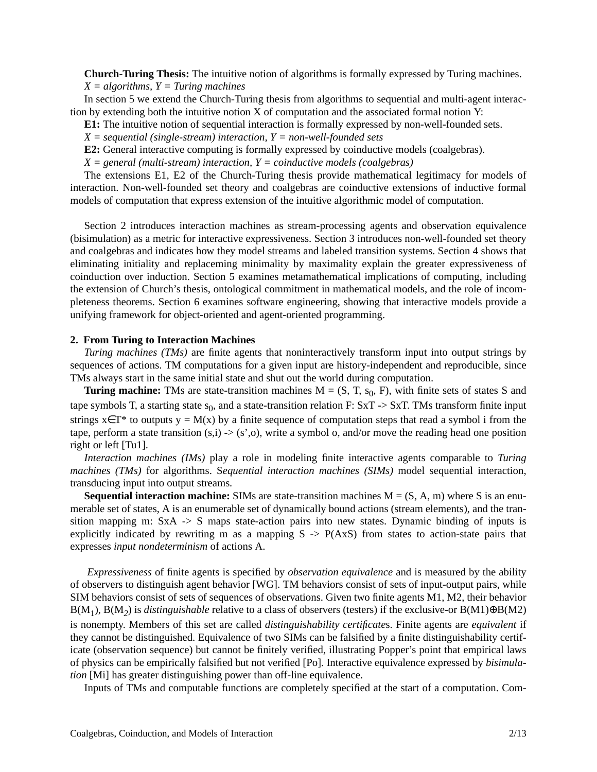**Church-Turing Thesis:** The intuitive notion of algorithms is formally expressed by Turing machines.

*X = algorithms, Y = Turing machines*

In section 5 we extend the Church-Turing thesis from algorithms to sequential and multi-agent interaction by extending both the intuitive notion X of computation and the associated formal notion Y:

**E1:** The intuitive notion of sequential interaction is formally expressed by non-well-founded sets.

*X = sequential (single-stream) interaction, Y = non-well-founded sets*

**E2:** General interactive computing is formally expressed by coinductive models (coalgebras).

*X = general (multi-stream) interaction, Y = coinductive models (coalgebras)*

The extensions E1, E2 of the Church-Turing thesis provide mathematical legitimacy for models of interaction. Non-well-founded set theory and coalgebras are coinductive extensions of inductive formal models of computation that express extension of the intuitive algorithmic model of computation.

Section 2 introduces interaction machines as stream-processing agents and observation equivalence (bisimulation) as a metric for interactive expressiveness. Section 3 introduces non-well-founded set theory and coalgebras and indicates how they model streams and labeled transition systems. Section 4 shows that eliminating initiality and replaceming minimality by maximality explain the greater expressiveness of coinduction over induction. Section 5 examines metamathematical implications of computing, including the extension of Church's thesis, ontological commitment in mathematical models, and the role of incompleteness theorems. Section 6 examines software engineering, showing that interactive models provide a unifying framework for object-oriented and agent-oriented programming.

## 2. From Turing to Interaction Machines

*Turing machines (TMs)* are finite agents that noninteractively transform input into output strings by sequences of actions. TM computations for a given input are history-independent and reproducible, since TMs always start in the same initial state and shut out the world during computation.

**Turing machine:** TMs are state-transition machines $M = (S, T, s_0, F)$, with finite sets of states S and tape symbols T, a starting state $s_0$, and a state-transition relation F: SxT -> SxT. TMs transform finite input strings $x \in T^*$ to outputs $y = M(x)$ by a finite sequence of computation steps that read a symbol i from the tape, perform a state transition (s,i) -> (s',o), write a symbol o, and/or move the reading head one position right or left [Tu1].

*Interaction machines (IMs)* play a role in modeling finite interactive agents comparable to *Turing machines (TMs)* for algorithms. S*equential interaction machines (SIMs)* model sequential interaction, transducing input into output streams.

**Sequential interaction machine:** SIMs are state-transition machines M = (S, A, m) where S is an enumerable set of states, A is an enumerable set of dynamically bound actions (stream elements), and the transition mapping m: SxA -> S maps state-action pairs into new states. Dynamic binding of inputs is explicitly indicated by rewriting m as a mapping S -> P(AxS) from states to action-state pairs that expresses *input nondeterminism* of actions A.

*Expressiveness* of finite agents is specified by *observation equivalence* and is measured by the ability of observers to distinguish agent behavior [WG]. TM behaviors consist of sets of input-output pairs, while SIM behaviors consist of sets of sequences of observations. Given two finite agents M1, M2, their behavior $B(M_1)$, $B(M_2)$ is *distinguishable* relative to a class of observers (testers) if the exclusive-or $B(M1) \oplus B(M2)$ is nonempty. Members of this set are called *distinguishability certificate*s. Finite agents are *equivalent* if they cannot be distinguished. Equivalence of two SIMs can be falsified by a finite distinguishability certificate (observation sequence) but cannot be finitely verified, illustrating Popper's point that empirical laws of physics can be empirically falsified but not verified [Po]. Interactive equivalence expressed by *bisimulation* [Mi] has greater distinguishing power than off-line equivalence.

Inputs of TMs and computable functions are completely specified at the start of a computation. Com-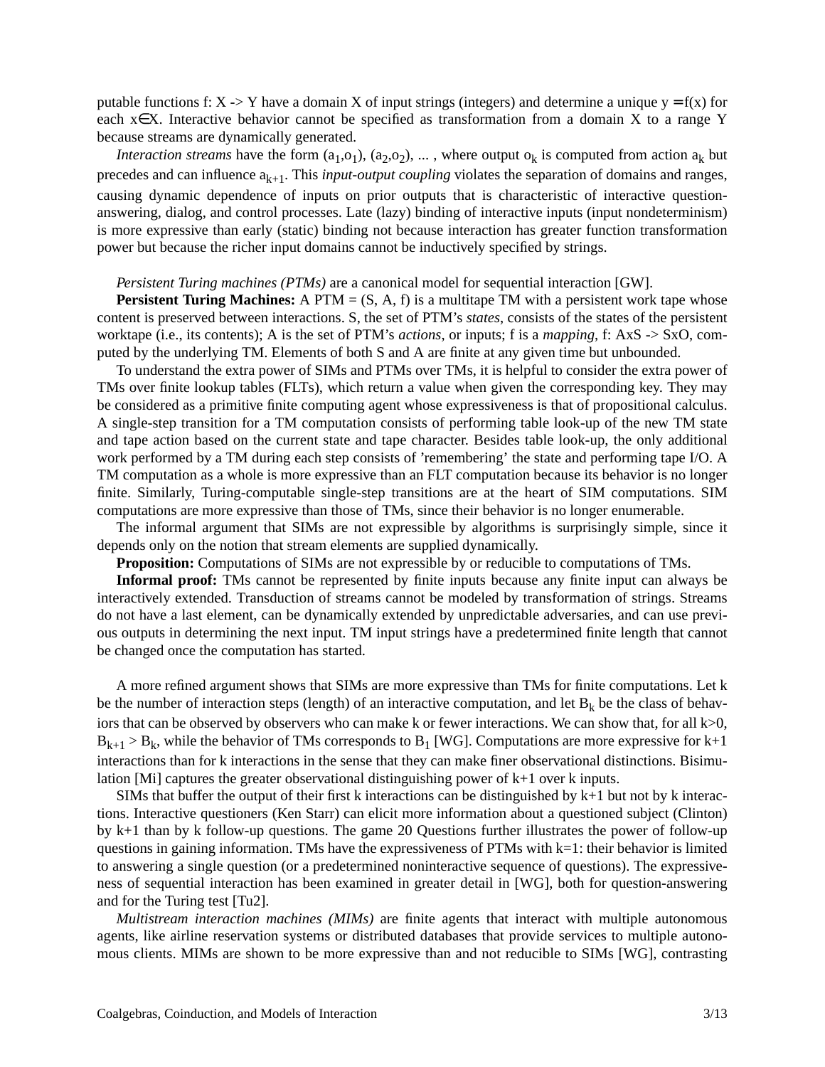putable functions f: X -> Y have a domain X of input strings (integers) and determine a unique y = f(x) for each x∈X. Interactive behavior cannot be specified as transformation from a domain X to a range Y because streams are dynamically generated.

*Interaction streams* have the form $(a_1,o_1)$, $(a_2,o_2)$, ... , where output $o_k$ is computed from action $a_k$ but precedes and can influence $a_{k+1}$. This *input-output coupling* violates the separation of domains and ranges, causing dynamic dependence of inputs on prior outputs that is characteristic of interactive question-answering, dialog, and control processes. Late (lazy) binding of interactive inputs (input nondeterminism) is more expressive than early (static) binding not because interaction has greater function transformation power but because the richer input domains cannot be inductively specified by strings.

*Persistent Turing machines (PTMs)* are a canonical model for sequential interaction [GW].

**Persistent Turing Machines:** A PTM = (S, A, f) is a multitape TM with a persistent work tape whose content is preserved between interactions. S, the set of PTM's *states*, consists of the states of the persistent worktape (i.e., its contents); A is the set of PTM's *actions*, or inputs; f is a *mapping*, f: AxS -> SxO, computed by the underlying TM. Elements of both S and A are finite at any given time but unbounded.

To understand the extra power of SIMs and PTMs over TMs, it is helpful to consider the extra power of TMs over finite lookup tables (FLTs), which return a value when given the corresponding key. They may be considered as a primitive finite computing agent whose expressiveness is that of propositional calculus. A single-step transition for a TM computation consists of performing table look-up of the new TM state and tape action based on the current state and tape character. Besides table look-up, the only additional work performed by a TM during each step consists of 'remembering' the state and performing tape I/O. A TM computation as a whole is more expressive than an FLT computation because its behavior is no longer finite. Similarly, Turing-computable single-step transitions are at the heart of SIM computations. SIM computations are more expressive than those of TMs, since their behavior is no longer enumerable.

The informal argument that SIMs are not expressible by algorithms is surprisingly simple, since it depends only on the notion that stream elements are supplied dynamically.

**Proposition:** Computations of SIMs are not expressible by or reducible to computations of TMs.

**Informal proof:** TMs cannot be represented by finite inputs because any finite input can always be interactively extended. Transduction of streams cannot be modeled by transformation of strings. Streams do not have a last element, can be dynamically extended by unpredictable adversaries, and can use previous outputs in determining the next input. TM input strings have a predetermined finite length that cannot be changed once the computation has started.

A more refined argument shows that SIMs are more expressive than TMs for finite computations. Let k be the number of interaction steps (length) of an interactive computation, and let $B_k$ be the class of behaviors that can be observed by observers who can make k or fewer interactions. We can show that, for all k>0, $B_{k+1} > B_k$, while the behavior of TMs corresponds to $B_1$ [WG]. Computations are more expressive for k+1 interactions than for k interactions in the sense that they can make finer observational distinctions. Bisimulation [Mi] captures the greater observational distinguishing power of k+1 over k inputs.

SIMs that buffer the output of their first k interactions can be distinguished by k+1 but not by k interactions. Interactive questioners (Ken Starr) can elicit more information about a questioned subject (Clinton) by k+1 than by k follow-up questions. The game 20 Questions further illustrates the power of follow-up questions in gaining information. TMs have the expressiveness of PTMs with k=1: their behavior is limited to answering a single question (or a predetermined noninteractive sequence of questions). The expressiveness of sequential interaction has been examined in greater detail in [WG], both for question-answering and for the Turing test [Tu2].

*Multistream interaction machines (MIMs)* are finite agents that interact with multiple autonomous agents, like airline reservation systems or distributed databases that provide services to multiple autonomous clients. MIMs are shown to be more expressive than and not reducible to SIMs [WG], contrasting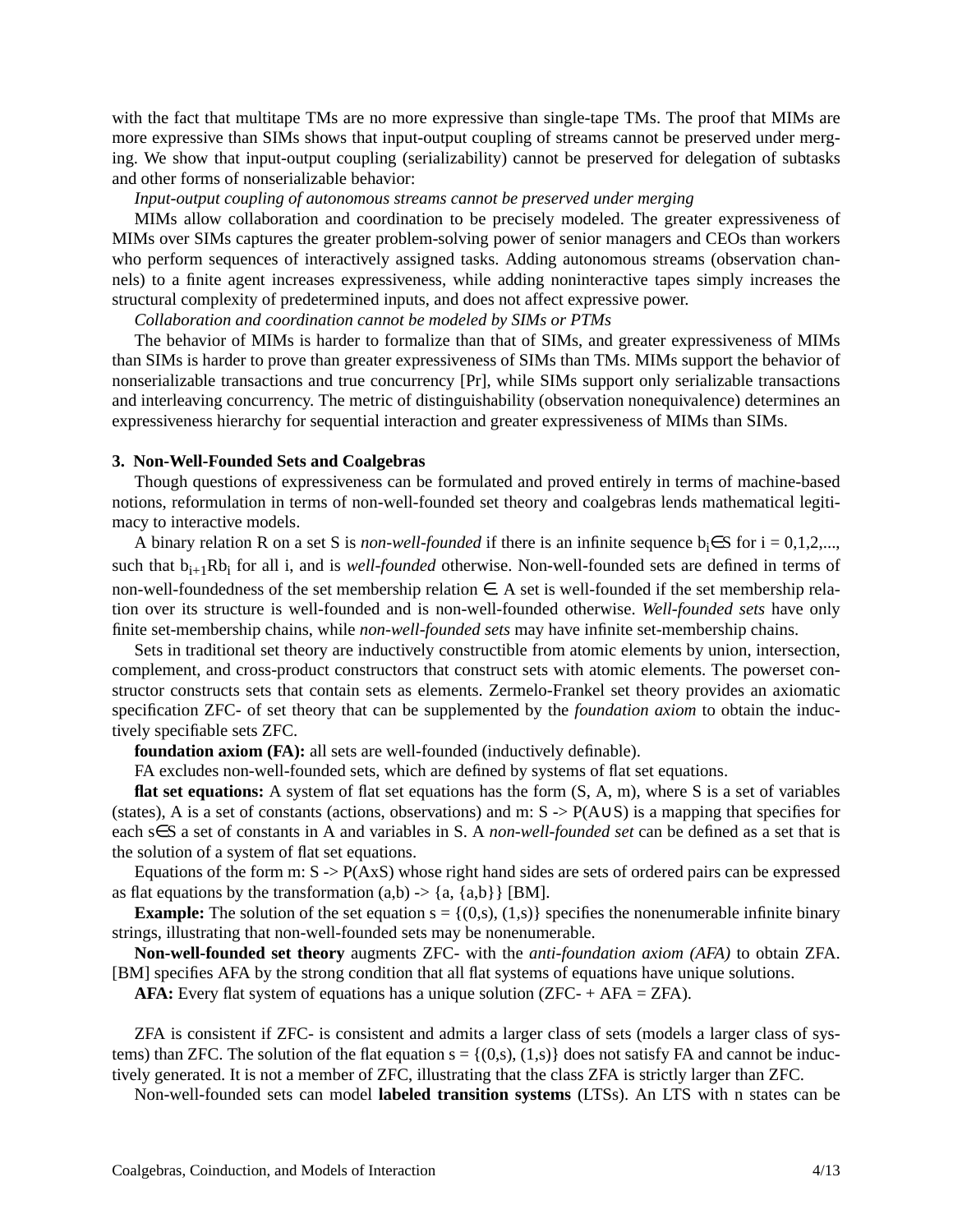with the fact that multitape TMs are no more expressive than single-tape TMs. The proof that MIMs are more expressive than SIMs shows that input-output coupling of streams cannot be preserved under merging. We show that input-output coupling (serializability) cannot be preserved for delegation of subtasks and other forms of nonserializable behavior:

*Input-output coupling of autonomous streams cannot be preserved under merging*

MIMs allow collaboration and coordination to be precisely modeled. The greater expressiveness of MIMs over SIMs captures the greater problem-solving power of senior managers and CEOs than workers who perform sequences of interactively assigned tasks. Adding autonomous streams (observation channels) to a finite agent increases expressiveness, while adding noninteractive tapes simply increases the structural complexity of predetermined inputs, and does not affect expressive power.

*Collaboration and coordination cannot be modeled by SIMs or PTMs*

The behavior of MIMs is harder to formalize than that of SIMs, and greater expressiveness of MIMs than SIMs is harder to prove than greater expressiveness of SIMs than TMs. MIMs support the behavior of nonserializable transactions and true concurrency [Pr], while SIMs support only serializable transactions and interleaving concurrency. The metric of distinguishability (observation nonequivalence) determines an expressiveness hierarchy for sequential interaction and greater expressiveness of MIMs than SIMs.

### 3. Non-Well-Founded Sets and Coalgebras

Though questions of expressiveness can be formulated and proved entirely in terms of machine-based notions, reformulation in terms of non-well-founded set theory and coalgebras lends mathematical legitimacy to interactive models.

A binary relation R on a set S is *non-well-founded* if there is an infinite sequence $b_i \in S$ for i = 0,1,2,..., such that $b_{i+1} R b_i$ for all i, and is *well-founded* otherwise. Non-well-founded sets are defined in terms of non-well-foundedness of the set membership relation $\in$. A set is well-founded if the set membership relation over its structure is well-founded and is non-well-founded otherwise. *Well-founded sets* have only finite set-membership chains, while *non-well-founded sets* may have infinite set-membership chains.

Sets in traditional set theory are inductively constructible from atomic elements by union, intersection, complement, and cross-product constructors that construct sets with atomic elements. The powerset constructor constructs sets that contain sets as elements. Zermelo-Frankel set theory provides an axiomatic specification ZFC- of set theory that can be supplemented by the *foundation axiom* to obtain the inductively specifiable sets ZFC.

**foundation axiom (FA):** all sets are well-founded (inductively definable).

FA excludes non-well-founded sets, which are defined by systems of flat set equations.

**flat set equations:** A system of flat set equations has the form (S, A, m), where S is a set of variables (states), A is a set of constants (actions, observations) and m: S -> P(A∪S) is a mapping that specifies for each $s \in S$ a set of constants in A and variables in S. A *non-well-founded set* can be defined as a set that is the solution of a system of flat set equations.

Equations of the form m: S -> P(AxS) whose right hand sides are sets of ordered pairs can be expressed as flat equations by the transformation (a,b) -> {a, {a,b}} [BM].

**Example:** The solution of the set equation s = {(0,s), (1,s)} specifies the nonenumerable infinite binary strings, illustrating that non-well-founded sets may be nonenumerable.

**Non-well-founded set theory** augments ZFC- with the *anti-foundation axiom (AFA)* to obtain ZFA. [BM] specifies AFA by the strong condition that all flat systems of equations have unique solutions.

**AFA:** Every flat system of equations has a unique solution (ZFC- + AFA = ZFA).

ZFA is consistent if ZFC- is consistent and admits a larger class of sets (models a larger class of systems) than ZFC. The solution of the flat equation s = {(0,s), (1,s)} does not satisfy FA and cannot be inductively generated. It is not a member of ZFC, illustrating that the class ZFA is strictly larger than ZFC.

Non-well-founded sets can model **labeled transition systems** (LTSs). An LTS with n states can be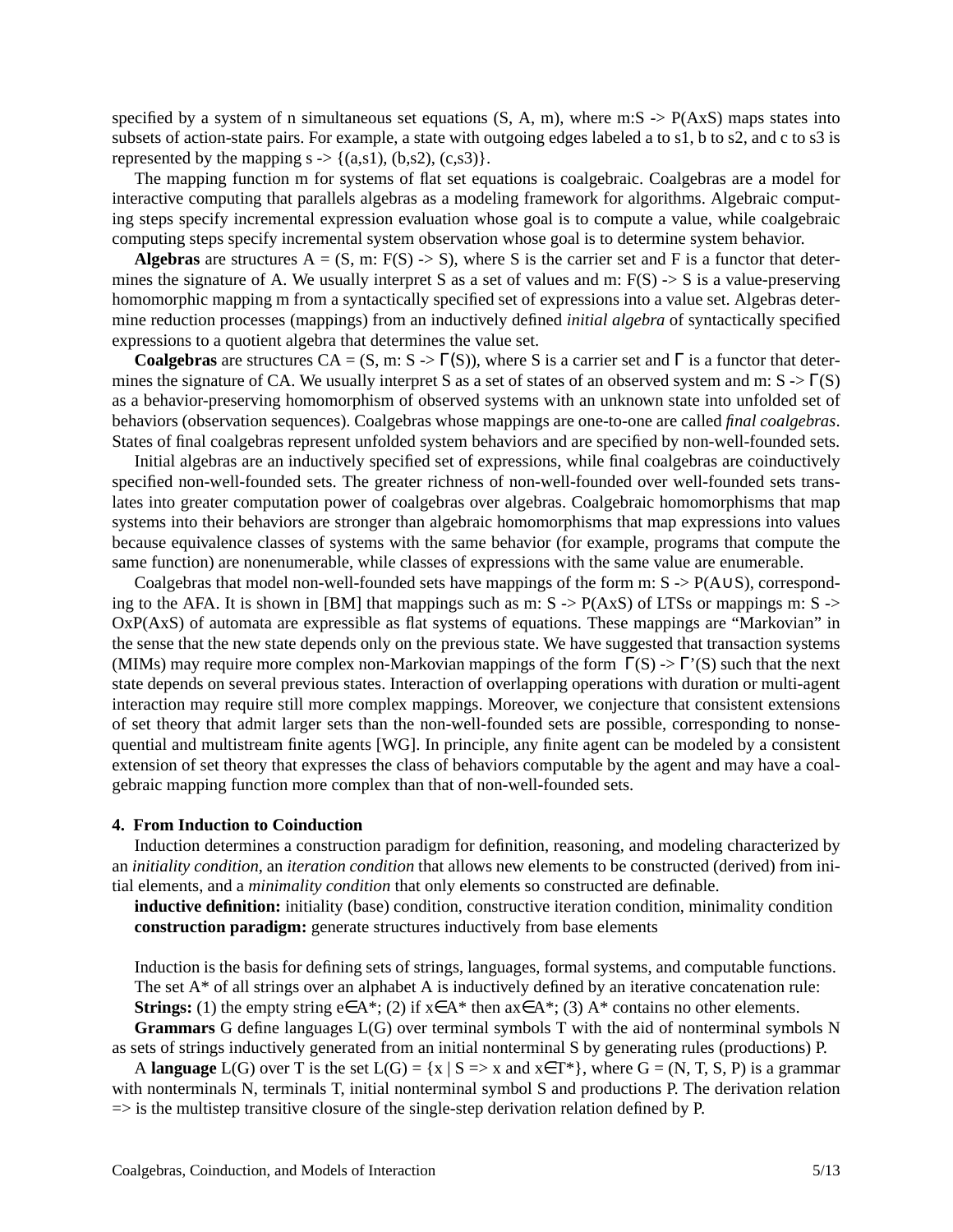specified by a system of n simultaneous set equations (S, A, m), where $m: S \to P(A \times S)$ maps states into subsets of action-state pairs. For example, a state with outgoing edges labeled a to s1, b to s2, and c to s3 is represented by the mapping $s \to \{(a,s1), (b,s2), (c,s3)\}$.

The mapping function m for systems of flat set equations is coalgebraic. Coalgebras are a model for interactive computing that parallels algebras as a modeling framework for algorithms. Algebraic computing steps specify incremental expression evaluation whose goal is to compute a value, while coalgebraic computing steps specify incremental system observation whose goal is to determine system behavior.

**Algebras** are structures $A = (S, m: F(S) \to S)$, where S is the carrier set and F is a functor that determines the signature of A. We usually interpret S as a set of values and $m: F(S) \to S$ is a value-preserving homomorphic mapping m from a syntactically specified set of expressions into a value set. Algebras determine reduction processes (mappings) from an inductively defined *initial algebra* of syntactically specified expressions to a quotient algebra that determines the value set.

**Coalgebras** are structures $CA = (S, m: S \to \Gamma(S))$, where S is a carrier set and $\Gamma$ is a functor that determines the signature of CA. We usually interpret S as a set of states of an observed system and $m: S \to \Gamma(S)$ as a behavior-preserving homomorphism of observed systems with an unknown state into unfolded set of behaviors (observation sequences). Coalgebras whose mappings are one-to-one are called *final coalgebras*. States of final coalgebras represent unfolded system behaviors and are specified by non-well-founded sets.

Initial algebras are an inductively specified set of expressions, while final coalgebras are coinductively specified non-well-founded sets. The greater richness of non-well-founded over well-founded sets translates into greater computation power of coalgebras over algebras. Coalgebraic homomorphisms that map systems into their behaviors are stronger than algebraic homomorphisms that map expressions into values because equivalence classes of systems with the same behavior (for example, programs that compute the same function) are nonenumerable, while classes of expressions with the same value are enumerable.

Coalgebras that model non-well-founded sets have mappings of the form $m: S \to P(A \cup S)$, corresponding to the AFA. It is shown in [BM] that mappings such as $m: S \to P(A \times S)$ of LTSs or mappings $m: S \to O \times P(A \times S)$ of automata are expressible as flat systems of equations. These mappings are "Markovian" in the sense that the new state depends only on the previous state. We have suggested that transaction systems (MIMs) may require more complex non-Markovian mappings of the form $\Gamma(S) \to \Gamma'(S)$ such that the next state depends on several previous states. Interaction of overlapping operations with duration or multi-agent interaction may require still more complex mappings. Moreover, we conjecture that consistent extensions of set theory that admit larger sets than the non-well-founded sets are possible, corresponding to nonsequential and multistream finite agents [WG]. In principle, any finite agent can be modeled by a consistent extension of set theory that expresses the class of behaviors computable by the agent and may have a coalgebraic mapping function more complex than that of non-well-founded sets.

## 4. From Induction to Coinduction

Induction determines a construction paradigm for definition, reasoning, and modeling characterized by an *initiality condition*, an *iteration condition* that allows new elements to be constructed (derived) from initial elements, and a *minimality condition* that only elements so constructed are definable.

**inductive definition:** initiality (base) condition, constructive iteration condition, minimality condition
**construction paradigm:** generate structures inductively from base elements

Induction is the basis for defining sets of strings, languages, formal systems, and computable functions.
The set A* of all strings over an alphabet A is inductively defined by an iterative concatenation rule:
**Strings:** (1) the empty string $e \in A^*$; (2) if $x \in A^*$ then $ax \in A^*$; (3) A* contains no other elements.

**Grammars** G define languages L(G) over terminal symbols T with the aid of nonterminal symbols N as sets of strings inductively generated from an initial nonterminal S by generating rules (productions) P.

A **language** L(G) over T is the set $L(G) = \{x \mid S \Rightarrow x \text{ and } x \in T^*\}$, where G = (N, T, S, P) is a grammar with nonterminals N, terminals T, initial nonterminal symbol S and productions P. The derivation relation => is the multistep transitive closure of the single-step derivation relation defined by P.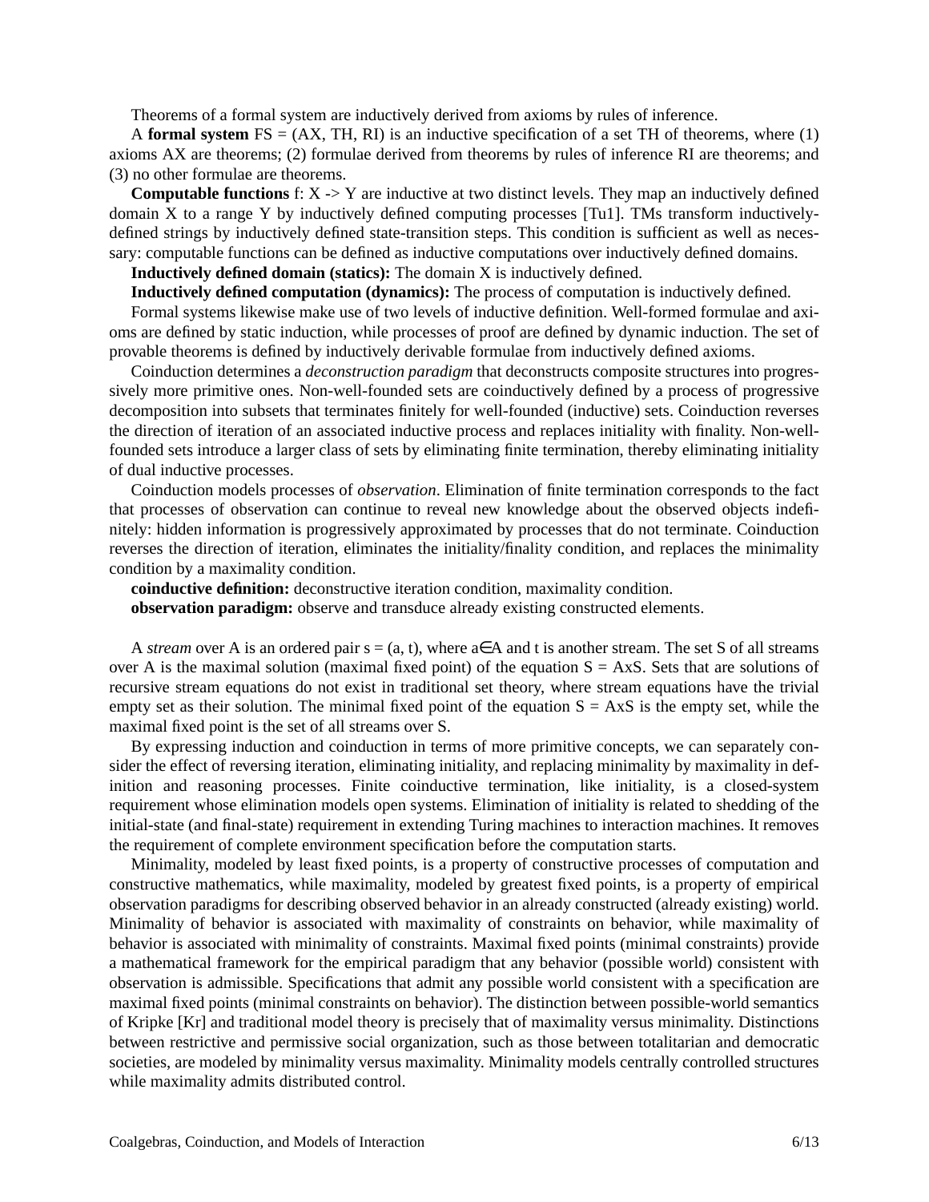Theorems of a formal system are inductively derived from axioms by rules of inference.

A **formal system** FS = (AX, TH, RI) is an inductive specification of a set TH of theorems, where (1) axioms AX are theorems; (2) formulae derived from theorems by rules of inference RI are theorems; and (3) no other formulae are theorems.

**Computable functions** f: X -> Y are inductive at two distinct levels. They map an inductively defined domain X to a range Y by inductively defined computing processes [Tu1]. TMs transform inductively-defined strings by inductively defined state-transition steps. This condition is sufficient as well as necessary: computable functions can be defined as inductive computations over inductively defined domains.

**Inductively defined domain (statics):** The domain X is inductively defined.

**Inductively defined computation (dynamics):** The process of computation is inductively defined.

Formal systems likewise make use of two levels of inductive definition. Well-formed formulae and axioms are defined by static induction, while processes of proof are defined by dynamic induction. The set of provable theorems is defined by inductively derivable formulae from inductively defined axioms.

Coinduction determines a *deconstruction paradigm* that deconstructs composite structures into progressively more primitive ones. Non-well-founded sets are coinductively defined by a process of progressive decomposition into subsets that terminates finitely for well-founded (inductive) sets. Coinduction reverses the direction of iteration of an associated inductive process and replaces initiality with finality. Non-well-founded sets introduce a larger class of sets by eliminating finite termination, thereby eliminating initiality of dual inductive processes.

Coinduction models processes of *observation*. Elimination of finite termination corresponds to the fact that processes of observation can continue to reveal new knowledge about the observed objects indefinitely: hidden information is progressively approximated by processes that do not terminate. Coinduction reverses the direction of iteration, eliminates the initiality/finality condition, and replaces the minimality condition by a maximality condition.

**coinductive definition:** deconstructive iteration condition, maximality condition.

**observation paradigm:** observe and transduce already existing constructed elements.

A *stream* over A is an ordered pair s = (a, t), where a∈A and t is another stream. The set S of all streams over A is the maximal solution (maximal fixed point) of the equation S = AxS. Sets that are solutions of recursive stream equations do not exist in traditional set theory, where stream equations have the trivial empty set as their solution. The minimal fixed point of the equation S = AxS is the empty set, while the maximal fixed point is the set of all streams over S.

By expressing induction and coinduction in terms of more primitive concepts, we can separately consider the effect of reversing iteration, eliminating initiality, and replacing minimality by maximality in definition and reasoning processes. Finite coinductive termination, like initiality, is a closed-system requirement whose elimination models open systems. Elimination of initiality is related to shedding of the initial-state (and final-state) requirement in extending Turing machines to interaction machines. It removes the requirement of complete environment specification before the computation starts.

Minimality, modeled by least fixed points, is a property of constructive processes of computation and constructive mathematics, while maximality, modeled by greatest fixed points, is a property of empirical observation paradigms for describing observed behavior in an already constructed (already existing) world. Minimality of behavior is associated with maximality of constraints on behavior, while maximality of behavior is associated with minimality of constraints. Maximal fixed points (minimal constraints) provide a mathematical framework for the empirical paradigm that any behavior (possible world) consistent with observation is admissible. Specifications that admit any possible world consistent with a specification are maximal fixed points (minimal constraints on behavior). The distinction between possible-world semantics of Kripke [Kr] and traditional model theory is precisely that of maximality versus minimality. Distinctions between restrictive and permissive social organization, such as those between totalitarian and democratic societies, are modeled by minimality versus maximality. Minimality models centrally controlled structures while maximality admits distributed control.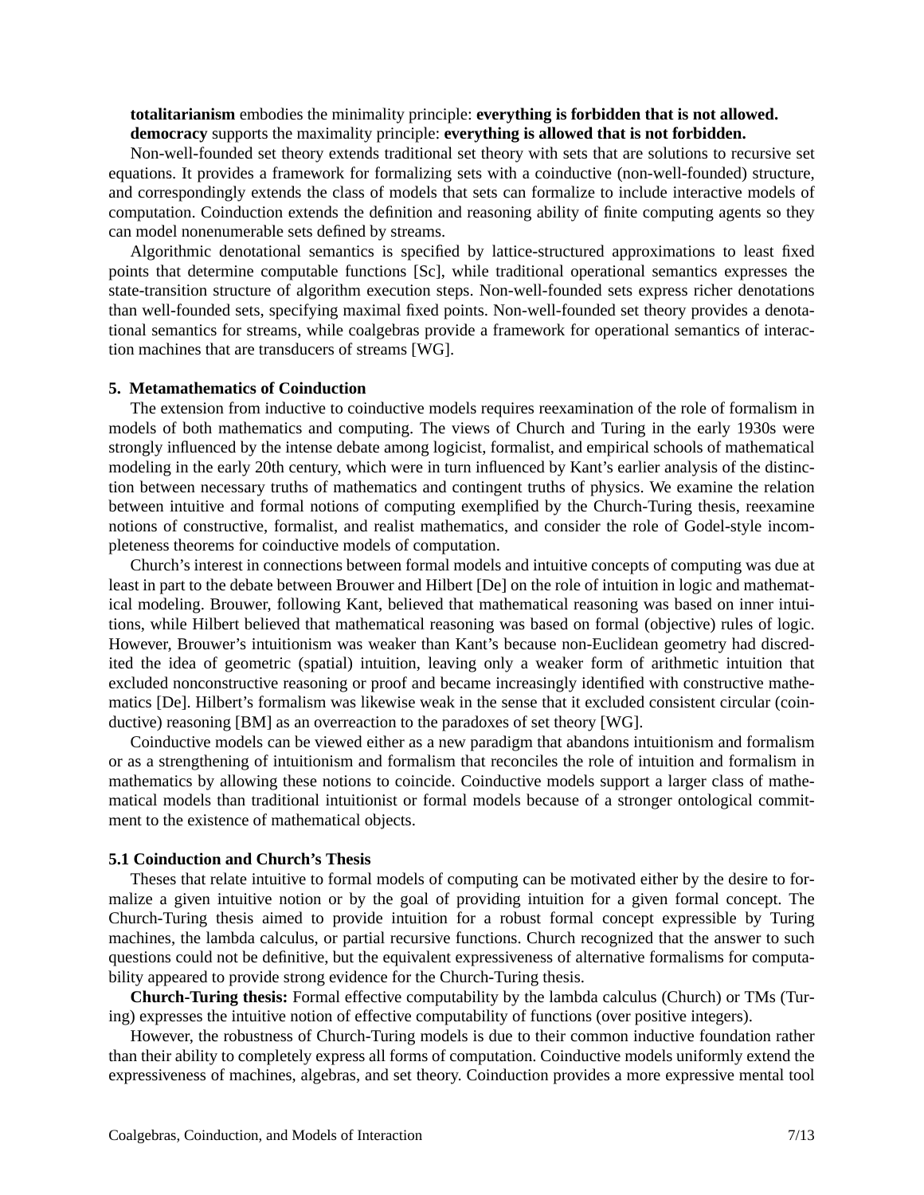**totalitarianism** embodies the minimality principle: **everything is forbidden that is not allowed.**
**democracy** supports the maximality principle: **everything is allowed that is not forbidden.**

Non-well-founded set theory extends traditional set theory with sets that are solutions to recursive set equations. It provides a framework for formalizing sets with a coinductive (non-well-founded) structure, and correspondingly extends the class of models that sets can formalize to include interactive models of computation. Coinduction extends the definition and reasoning ability of finite computing agents so they can model nonenumerable sets defined by streams.

Algorithmic denotational semantics is specified by lattice-structured approximations to least fixed points that determine computable functions [Sc], while traditional operational semantics expresses the state-transition structure of algorithm execution steps. Non-well-founded sets express richer denotations than well-founded sets, specifying maximal fixed points. Non-well-founded set theory provides a denotational semantics for streams, while coalgebras provide a framework for operational semantics of interaction machines that are transducers of streams [WG].

## 5. Metamathematics of Coinduction

The extension from inductive to coinductive models requires reexamination of the role of formalism in models of both mathematics and computing. The views of Church and Turing in the early 1930s were strongly influenced by the intense debate among logicist, formalist, and empirical schools of mathematical modeling in the early 20th century, which were in turn influenced by Kant's earlier analysis of the distinction between necessary truths of mathematics and contingent truths of physics. We examine the relation between intuitive and formal notions of computing exemplified by the Church-Turing thesis, reexamine notions of constructive, formalist, and realist mathematics, and consider the role of Godel-style incompleteness theorems for coinductive models of computation.

Church's interest in connections between formal models and intuitive concepts of computing was due at least in part to the debate between Brouwer and Hilbert [De] on the role of intuition in logic and mathematical modeling. Brouwer, following Kant, believed that mathematical reasoning was based on inner intuitions, while Hilbert believed that mathematical reasoning was based on formal (objective) rules of logic. However, Brouwer's intuitionism was weaker than Kant's because non-Euclidean geometry had discredited the idea of geometric (spatial) intuition, leaving only a weaker form of arithmetic intuition that excluded nonconstructive reasoning or proof and became increasingly identified with constructive mathematics [De]. Hilbert's formalism was likewise weak in the sense that it excluded consistent circular (coinductive) reasoning [BM] as an overreaction to the paradoxes of set theory [WG].

Coinductive models can be viewed either as a new paradigm that abandons intuitionism and formalism or as a strengthening of intuitionism and formalism that reconciles the role of intuition and formalism in mathematics by allowing these notions to coincide. Coinductive models support a larger class of mathematical models than traditional intuitionist or formal models because of a stronger ontological commitment to the existence of mathematical objects.

### 5.1 Coinduction and Church's Thesis

Theses that relate intuitive to formal models of computing can be motivated either by the desire to formalize a given intuitive notion or by the goal of providing intuition for a given formal concept. The Church-Turing thesis aimed to provide intuition for a robust formal concept expressible by Turing machines, the lambda calculus, or partial recursive functions. Church recognized that the answer to such questions could not be definitive, but the equivalent expressiveness of alternative formalisms for computability appeared to provide strong evidence for the Church-Turing thesis.

**Church-Turing thesis:** Formal effective computability by the lambda calculus (Church) or TMs (Turing) expresses the intuitive notion of effective computability of functions (over positive integers).

However, the robustness of Church-Turing models is due to their common inductive foundation rather than their ability to completely express all forms of computation. Coinductive models uniformly extend the expressiveness of machines, algebras, and set theory. Coinduction provides a more expressive mental tool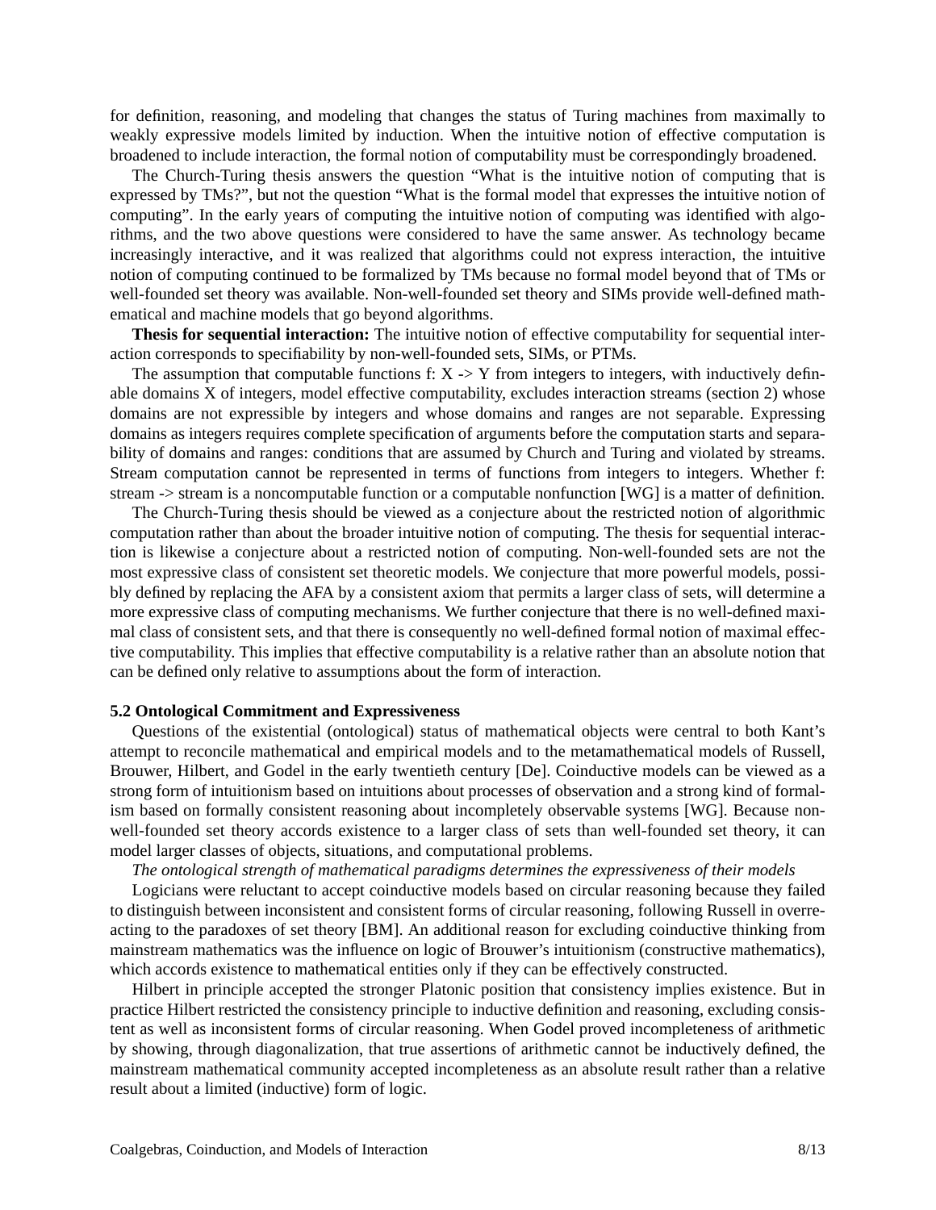for definition, reasoning, and modeling that changes the status of Turing machines from maximally to weakly expressive models limited by induction. When the intuitive notion of effective computation is broadened to include interaction, the formal notion of computability must be correspondingly broadened.

The Church-Turing thesis answers the question "What is the intuitive notion of computing that is expressed by TMs?", but not the question "What is the formal model that expresses the intuitive notion of computing". In the early years of computing the intuitive notion of computing was identified with algorithms, and the two above questions were considered to have the same answer. As technology became increasingly interactive, and it was realized that algorithms could not express interaction, the intuitive notion of computing continued to be formalized by TMs because no formal model beyond that of TMs or well-founded set theory was available. Non-well-founded set theory and SIMs provide well-defined mathematical and machine models that go beyond algorithms.

**Thesis for sequential interaction:** The intuitive notion of effective computability for sequential interaction corresponds to specifiability by non-well-founded sets, SIMs, or PTMs.

The assumption that computable functions f: X -> Y from integers to integers, with inductively definable domains X of integers, model effective computability, excludes interaction streams (section 2) whose domains are not expressible by integers and whose domains and ranges are not separable. Expressing domains as integers requires complete specification of arguments before the computation starts and separability of domains and ranges: conditions that are assumed by Church and Turing and violated by streams. Stream computation cannot be represented in terms of functions from integers to integers. Whether f: stream -> stream is a noncomputable function or a computable nonfunction [WG] is a matter of definition.

The Church-Turing thesis should be viewed as a conjecture about the restricted notion of algorithmic computation rather than about the broader intuitive notion of computing. The thesis for sequential interaction is likewise a conjecture about a restricted notion of computing. Non-well-founded sets are not the most expressive class of consistent set theoretic models. We conjecture that more powerful models, possibly defined by replacing the AFA by a consistent axiom that permits a larger class of sets, will determine a more expressive class of computing mechanisms. We further conjecture that there is no well-defined maximal class of consistent sets, and that there is consequently no well-defined formal notion of maximal effective computability. This implies that effective computability is a relative rather than an absolute notion that can be defined only relative to assumptions about the form of interaction.

### 5.2 Ontological Commitment and Expressiveness

Questions of the existential (ontological) status of mathematical objects were central to both Kant's attempt to reconcile mathematical and empirical models and to the metamathematical models of Russell, Brouwer, Hilbert, and Godel in the early twentieth century [De]. Coinductive models can be viewed as a strong form of intuitionism based on intuitions about processes of observation and a strong kind of formalism based on formally consistent reasoning about incompletely observable systems [WG]. Because non-well-founded set theory accords existence to a larger class of sets than well-founded set theory, it can model larger classes of objects, situations, and computational problems.

*The ontological strength of mathematical paradigms determines the expressiveness of their models*

Logicians were reluctant to accept coinductive models based on circular reasoning because they failed to distinguish between inconsistent and consistent forms of circular reasoning, following Russell in overreacting to the paradoxes of set theory [BM]. An additional reason for excluding coinductive thinking from mainstream mathematics was the influence on logic of Brouwer's intuitionism (constructive mathematics), which accords existence to mathematical entities only if they can be effectively constructed.

Hilbert in principle accepted the stronger Platonic position that consistency implies existence. But in practice Hilbert restricted the consistency principle to inductive definition and reasoning, excluding consistent as well as inconsistent forms of circular reasoning. When Godel proved incompleteness of arithmetic by showing, through diagonalization, that true assertions of arithmetic cannot be inductively defined, the mainstream mathematical community accepted incompleteness as an absolute result rather than a relative result about a limited (inductive) form of logic.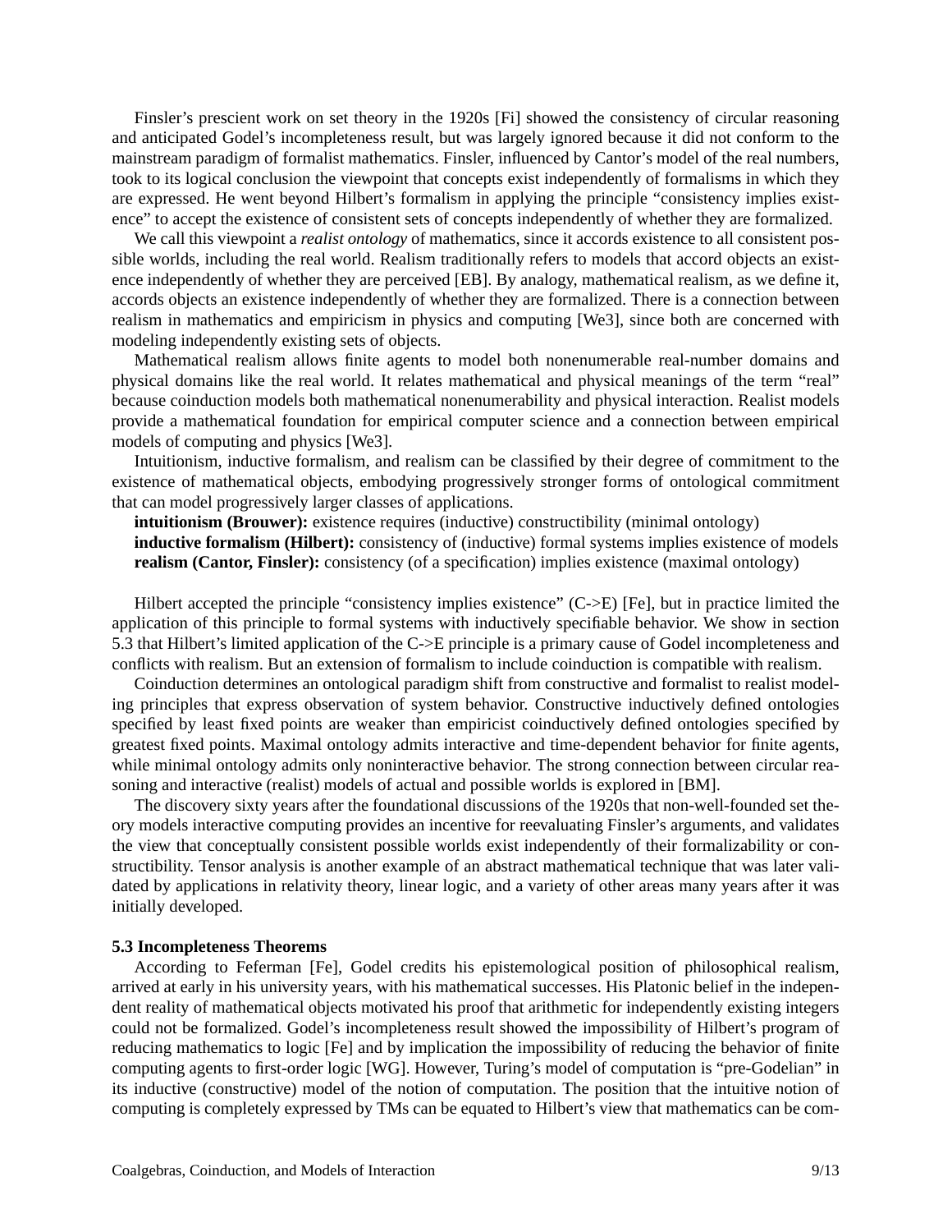Finsler's prescient work on set theory in the 1920s [Fi] showed the consistency of circular reasoning and anticipated Godel's incompleteness result, but was largely ignored because it did not conform to the mainstream paradigm of formalist mathematics. Finsler, influenced by Cantor's model of the real numbers, took to its logical conclusion the viewpoint that concepts exist independently of formalisms in which they are expressed. He went beyond Hilbert's formalism in applying the principle "consistency implies existence" to accept the existence of consistent sets of concepts independently of whether they are formalized.

We call this viewpoint a *realist ontology* of mathematics, since it accords existence to all consistent possible worlds, including the real world. Realism traditionally refers to models that accord objects an existence independently of whether they are perceived [EB]. By analogy, mathematical realism, as we define it, accords objects an existence independently of whether they are formalized. There is a connection between realism in mathematics and empiricism in physics and computing [We3], since both are concerned with modeling independently existing sets of objects.

Mathematical realism allows finite agents to model both nonenumerable real-number domains and physical domains like the real world. It relates mathematical and physical meanings of the term "real" because coinduction models both mathematical nonenumerability and physical interaction. Realist models provide a mathematical foundation for empirical computer science and a connection between empirical models of computing and physics [We3].

Intuitionism, inductive formalism, and realism can be classified by their degree of commitment to the existence of mathematical objects, embodying progressively stronger forms of ontological commitment that can model progressively larger classes of applications.

**intuitionism (Brouwer):** existence requires (inductive) constructibility (minimal ontology)
**inductive formalism (Hilbert):** consistency of (inductive) formal systems implies existence of models
**realism (Cantor, Finsler):** consistency (of a specification) implies existence (maximal ontology)

Hilbert accepted the principle "consistency implies existence" (C->E) [Fe], but in practice limited the application of this principle to formal systems with inductively specifiable behavior. We show in section 5.3 that Hilbert's limited application of the C->E principle is a primary cause of Godel incompleteness and conflicts with realism. But an extension of formalism to include coinduction is compatible with realism.

Coinduction determines an ontological paradigm shift from constructive and formalist to realist modeling principles that express observation of system behavior. Constructive inductively defined ontologies specified by least fixed points are weaker than empiricist coinductively defined ontologies specified by greatest fixed points. Maximal ontology admits interactive and time-dependent behavior for finite agents, while minimal ontology admits only noninteractive behavior. The strong connection between circular reasoning and interactive (realist) models of actual and possible worlds is explored in [BM].

The discovery sixty years after the foundational discussions of the 1920s that non-well-founded set theory models interactive computing provides an incentive for reevaluating Finsler's arguments, and validates the view that conceptually consistent possible worlds exist independently of their formalizability or constructibility. Tensor analysis is another example of an abstract mathematical technique that was later validated by applications in relativity theory, linear logic, and a variety of other areas many years after it was initially developed.

### 5.3 Incompleteness Theorems

According to Feferman [Fe], Godel credits his epistemological position of philosophical realism, arrived at early in his university years, with his mathematical successes. His Platonic belief in the independent reality of mathematical objects motivated his proof that arithmetic for independently existing integers could not be formalized. Godel's incompleteness result showed the impossibility of Hilbert's program of reducing mathematics to logic [Fe] and by implication the impossibility of reducing the behavior of finite computing agents to first-order logic [WG]. However, Turing's model of computation is "pre-Godelian" in its inductive (constructive) model of the notion of computation. The position that the intuitive notion of computing is completely expressed by TMs can be equated to Hilbert's view that mathematics can be com-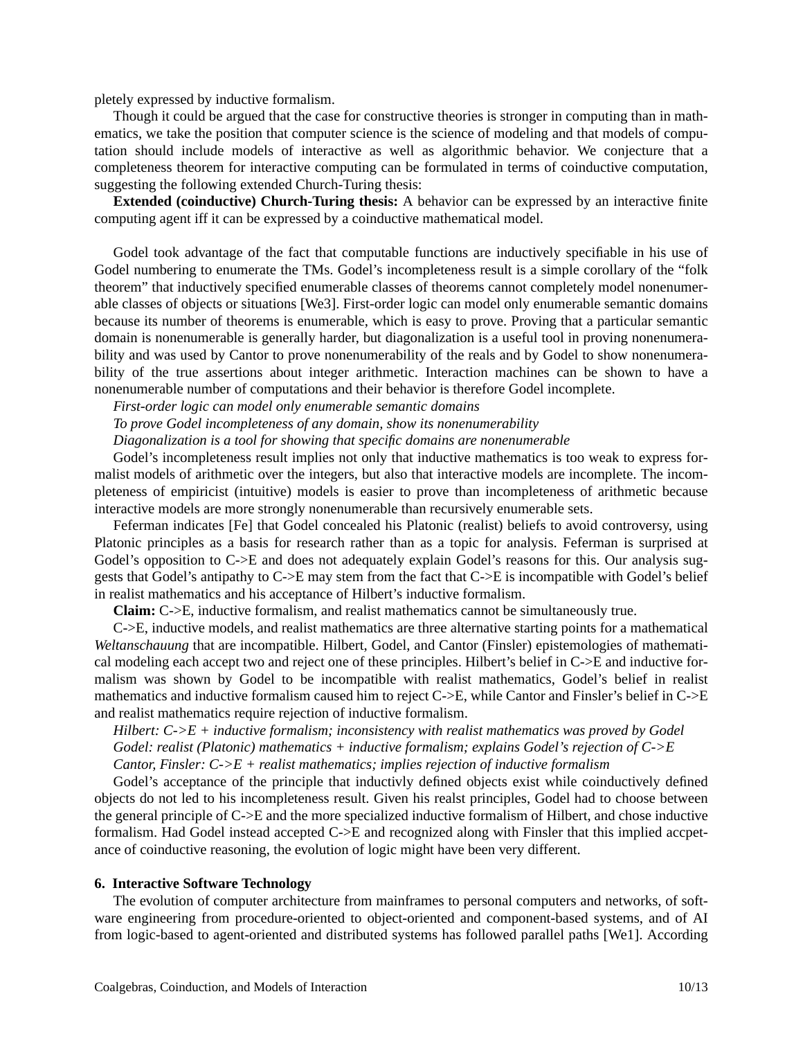pletely expressed by inductive formalism.

Though it could be argued that the case for constructive theories is stronger in computing than in mathematics, we take the position that computer science is the science of modeling and that models of computation should include models of interactive as well as algorithmic behavior. We conjecture that a completeness theorem for interactive computing can be formulated in terms of coinductive computation, suggesting the following extended Church-Turing thesis:

**Extended (coinductive) Church-Turing thesis:** A behavior can be expressed by an interactive finite computing agent iff it can be expressed by a coinductive mathematical model.

Godel took advantage of the fact that computable functions are inductively specifiable in his use of Godel numbering to enumerate the TMs. Godel's incompleteness result is a simple corollary of the "folk theorem" that inductively specified enumerable classes of theorems cannot completely model nonenumerable classes of objects or situations [We3]. First-order logic can model only enumerable semantic domains because its number of theorems is enumerable, which is easy to prove. Proving that a particular semantic domain is nonenumerable is generally harder, but diagonalization is a useful tool in proving nonenumerability and was used by Cantor to prove nonenumerability of the reals and by Godel to show nonenumerability of the true assertions about integer arithmetic. Interaction machines can be shown to have a nonenumerable number of computations and their behavior is therefore Godel incomplete.

*First-order logic can model only enumerable semantic domains*

*To prove Godel incompleteness of any domain, show its nonenumerability*

*Diagonalization is a tool for showing that specific domains are nonenumerable*

Godel's incompleteness result implies not only that inductive mathematics is too weak to express formalist models of arithmetic over the integers, but also that interactive models are incomplete. The incompleteness of empiricist (intuitive) models is easier to prove than incompleteness of arithmetic because interactive models are more strongly nonenumerable than recursively enumerable sets.

Feferman indicates [Fe] that Godel concealed his Platonic (realist) beliefs to avoid controversy, using Platonic principles as a basis for research rather than as a topic for analysis. Feferman is surprised at Godel's opposition to C->E and does not adequately explain Godel's reasons for this. Our analysis suggests that Godel's antipathy to C->E may stem from the fact that C->E is incompatible with Godel's belief in realist mathematics and his acceptance of Hilbert's inductive formalism.

**Claim:** C->E, inductive formalism, and realist mathematics cannot be simultaneously true.

C->E, inductive models, and realist mathematics are three alternative starting points for a mathematical *Weltanschauung* that are incompatible. Hilbert, Godel, and Cantor (Finsler) epistemologies of mathematical modeling each accept two and reject one of these principles. Hilbert's belief in C->E and inductive formalism was shown by Godel to be incompatible with realist mathematics, Godel's belief in realist mathematics and inductive formalism caused him to reject C->E, while Cantor and Finsler's belief in C->E and realist mathematics require rejection of inductive formalism.

*Hilbert: C->E + inductive formalism; inconsistency with realist mathematics was proved by Godel*

*Godel: realist (Platonic) mathematics + inductive formalism; explains Godel's rejection of C->E*

*Cantor, Finsler: C->E + realist mathematics; implies rejection of inductive formalism*

Godel's acceptance of the principle that inductivly defined objects exist while coinductively defined objects do not led to his incompleteness result. Given his realst principles, Godel had to choose between the general principle of C->E and the more specialized inductive formalism of Hilbert, and chose inductive formalism. Had Godel instead accepted C->E and recognized along with Finsler that this implied accpetance of coinductive reasoning, the evolution of logic might have been very different.

## 6. Interactive Software Technology

The evolution of computer architecture from mainframes to personal computers and networks, of software engineering from procedure-oriented to object-oriented and component-based systems, and of AI from logic-based to agent-oriented and distributed systems has followed parallel paths [We1]. According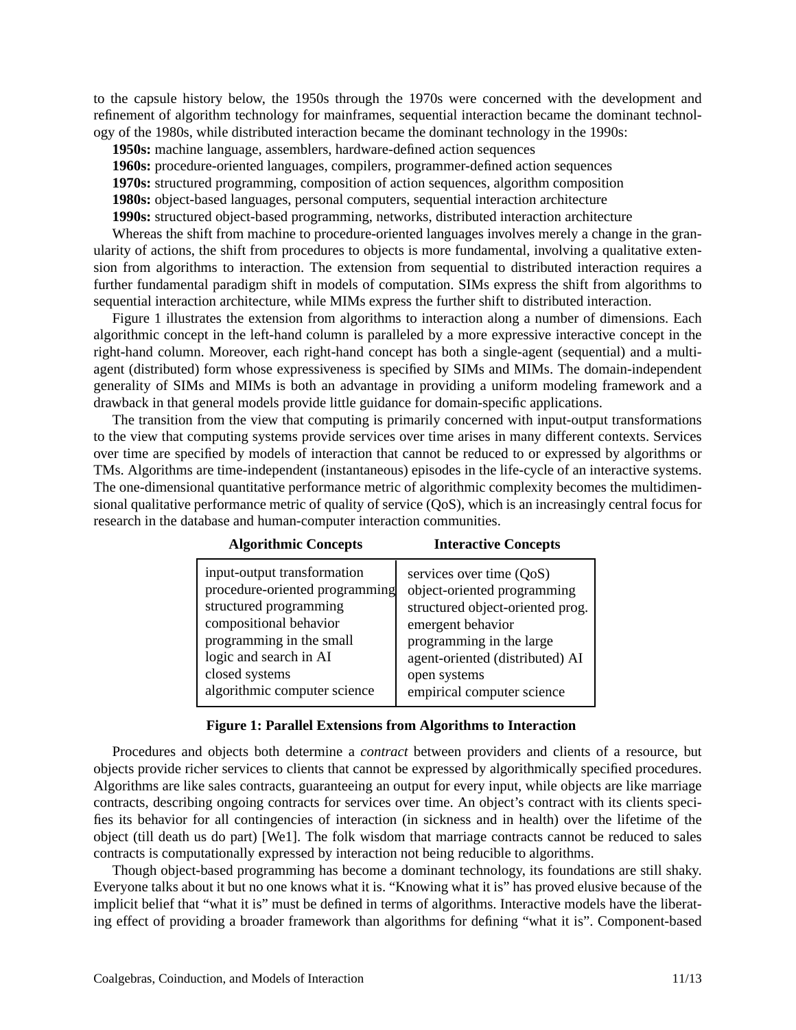to the capsule history below, the 1950s through the 1970s were concerned with the development and refinement of algorithm technology for mainframes, sequential interaction became the dominant technology of the 1980s, while distributed interaction became the dominant technology in the 1990s:

**1950s:** machine language, assemblers, hardware-defined action sequences

**1960s:** procedure-oriented languages, compilers, programmer-defined action sequences

**1970s:** structured programming, composition of action sequences, algorithm composition

**1980s:** object-based languages, personal computers, sequential interaction architecture

**1990s:** structured object-based programming, networks, distributed interaction architecture

Whereas the shift from machine to procedure-oriented languages involves merely a change in the granularity of actions, the shift from procedures to objects is more fundamental, involving a qualitative extension from algorithms to interaction. The extension from sequential to distributed interaction requires a further fundamental paradigm shift in models of computation. SIMs express the shift from algorithms to sequential interaction architecture, while MIMs express the further shift to distributed interaction.

Figure 1 illustrates the extension from algorithms to interaction along a number of dimensions. Each algorithmic concept in the left-hand column is paralleled by a more expressive interactive concept in the right-hand column. Moreover, each right-hand concept has both a single-agent (sequential) and a multi-agent (distributed) form whose expressiveness is specified by SIMs and MIMs. The domain-independent generality of SIMs and MIMs is both an advantage in providing a uniform modeling framework and a drawback in that general models provide little guidance for domain-specific applications.

The transition from the view that computing is primarily concerned with input-output transformations to the view that computing systems provide services over time arises in many different contexts. Services over time are specified by models of interaction that cannot be reduced to or expressed by algorithms or TMs. Algorithms are time-independent (instantaneous) episodes in the life-cycle of an interactive systems. The one-dimensional quantitative performance metric of algorithmic complexity becomes the multidimensional qualitative performance metric of quality of service (QoS), which is an increasingly central focus for research in the database and human-computer interaction communities.

| Algorithmic Concepts | Interactive Concepts |
|---|---|
| input-output transformation | services over time (QoS) |
| procedure-oriented programming | object-oriented programming |
| structured programming | structured object-oriented prog. |
| compositional behavior | emergent behavior |
| programming in the small | programming in the large |
| logic and search in AI | agent-oriented (distributed) AI |
| closed systems | open systems |
| algorithmic computer science | empirical computer science |

**Figure 1: Parallel Extensions from Algorithms to Interaction**

Procedures and objects both determine a *contract* between providers and clients of a resource, but objects provide richer services to clients that cannot be expressed by algorithmically specified procedures. Algorithms are like sales contracts, guaranteeing an output for every input, while objects are like marriage contracts, describing ongoing contracts for services over time. An object's contract with its clients specifies its behavior for all contingencies of interaction (in sickness and in health) over the lifetime of the object (till death us do part) [We1]. The folk wisdom that marriage contracts cannot be reduced to sales contracts is computationally expressed by interaction not being reducible to algorithms.

Though object-based programming has become a dominant technology, its foundations are still shaky. Everyone talks about it but no one knows what it is. "Knowing what it is" has proved elusive because of the implicit belief that "what it is" must be defined in terms of algorithms. Interactive models have the liberating effect of providing a broader framework than algorithms for defining "what it is". Component-based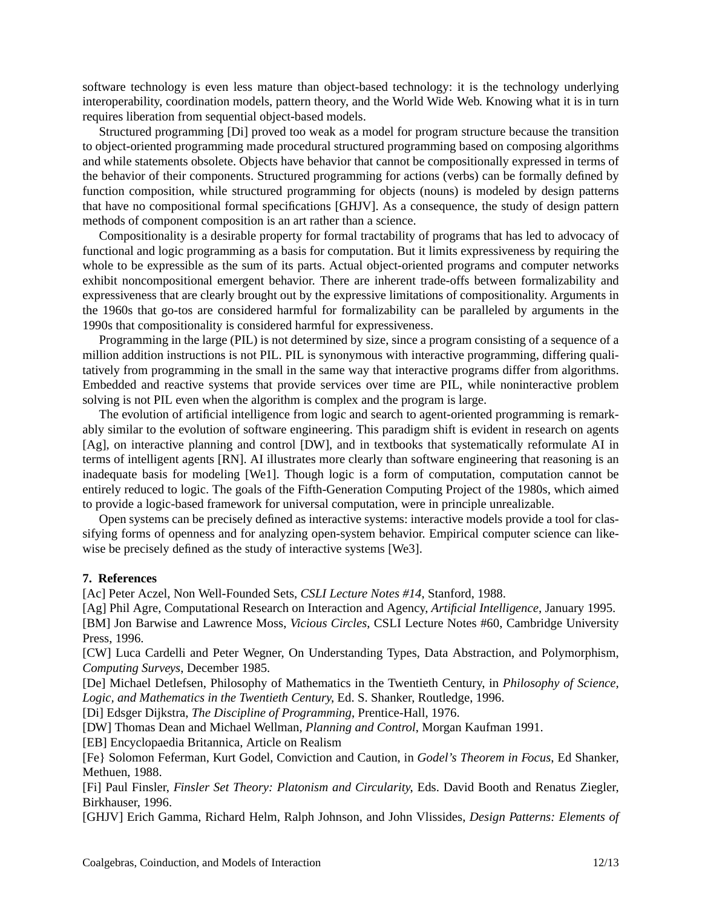software technology is even less mature than object-based technology: it is the technology underlying interoperability, coordination models, pattern theory, and the World Wide Web. Knowing what it is in turn requires liberation from sequential object-based models.

Structured programming [Di] proved too weak as a model for program structure because the transition to object-oriented programming made procedural structured programming based on composing algorithms and while statements obsolete. Objects have behavior that cannot be compositionally expressed in terms of the behavior of their components. Structured programming for actions (verbs) can be formally defined by function composition, while structured programming for objects (nouns) is modeled by design patterns that have no compositional formal specifications [GHJV]. As a consequence, the study of design pattern methods of component composition is an art rather than a science.

Compositionality is a desirable property for formal tractability of programs that has led to advocacy of functional and logic programming as a basis for computation. But it limits expressiveness by requiring the whole to be expressible as the sum of its parts. Actual object-oriented programs and computer networks exhibit noncompositional emergent behavior. There are inherent trade-offs between formalizability and expressiveness that are clearly brought out by the expressive limitations of compositionality. Arguments in the 1960s that go-tos are considered harmful for formalizability can be paralleled by arguments in the 1990s that compositionality is considered harmful for expressiveness.

Programming in the large (PIL) is not determined by size, since a program consisting of a sequence of a million addition instructions is not PIL. PIL is synonymous with interactive programming, differing qualitatively from programming in the small in the same way that interactive programs differ from algorithms. Embedded and reactive systems that provide services over time are PIL, while noninteractive problem solving is not PIL even when the algorithm is complex and the program is large.

The evolution of artificial intelligence from logic and search to agent-oriented programming is remarkably similar to the evolution of software engineering. This paradigm shift is evident in research on agents [Ag], on interactive planning and control [DW], and in textbooks that systematically reformulate AI in terms of intelligent agents [RN]. AI illustrates more clearly than software engineering that reasoning is an inadequate basis for modeling [We1]. Though logic is a form of computation, computation cannot be entirely reduced to logic. The goals of the Fifth-Generation Computing Project of the 1980s, which aimed to provide a logic-based framework for universal computation, were in principle unrealizable.

Open systems can be precisely defined as interactive systems: interactive models provide a tool for classifying forms of openness and for analyzing open-system behavior. Empirical computer science can likewise be precisely defined as the study of interactive systems [We3].

**7. References**

[Ac] Peter Aczel, Non Well-Founded Sets, *CSLI Lecture Notes #14*, Stanford, 1988.

[Ag] Phil Agre, Computational Research on Interaction and Agency, *Artificial Intelligence*, January 1995.

[BM] Jon Barwise and Lawrence Moss, *Vicious Circles*, CSLI Lecture Notes #60, Cambridge University Press, 1996.

[CW] Luca Cardelli and Peter Wegner, On Understanding Types, Data Abstraction, and Polymorphism, *Computing Surveys*, December 1985.

[De] Michael Detlefsen, Philosophy of Mathematics in the Twentieth Century, in *Philosophy of Science, Logic, and Mathematics in the Twentieth Century*, Ed. S. Shanker, Routledge, 1996.

[Di] Edsger Dijkstra, *The Discipline of Programming*, Prentice-Hall, 1976.

[DW] Thomas Dean and Michael Wellman, *Planning and Control*, Morgan Kaufman 1991.

[EB] Encyclopaedia Britannica, Article on Realism

[Fe} Solomon Feferman, Kurt Godel, Conviction and Caution, in *Godel's Theorem in Focus*, Ed Shanker, Methuen, 1988.

[Fi] Paul Finsler, *Finsler Set Theory: Platonism and Circularity*, Eds. David Booth and Renatus Ziegler, Birkhauser, 1996.

[GHJV] Erich Gamma, Richard Helm, Ralph Johnson, and John Vlissides, *Design Patterns: Elements of*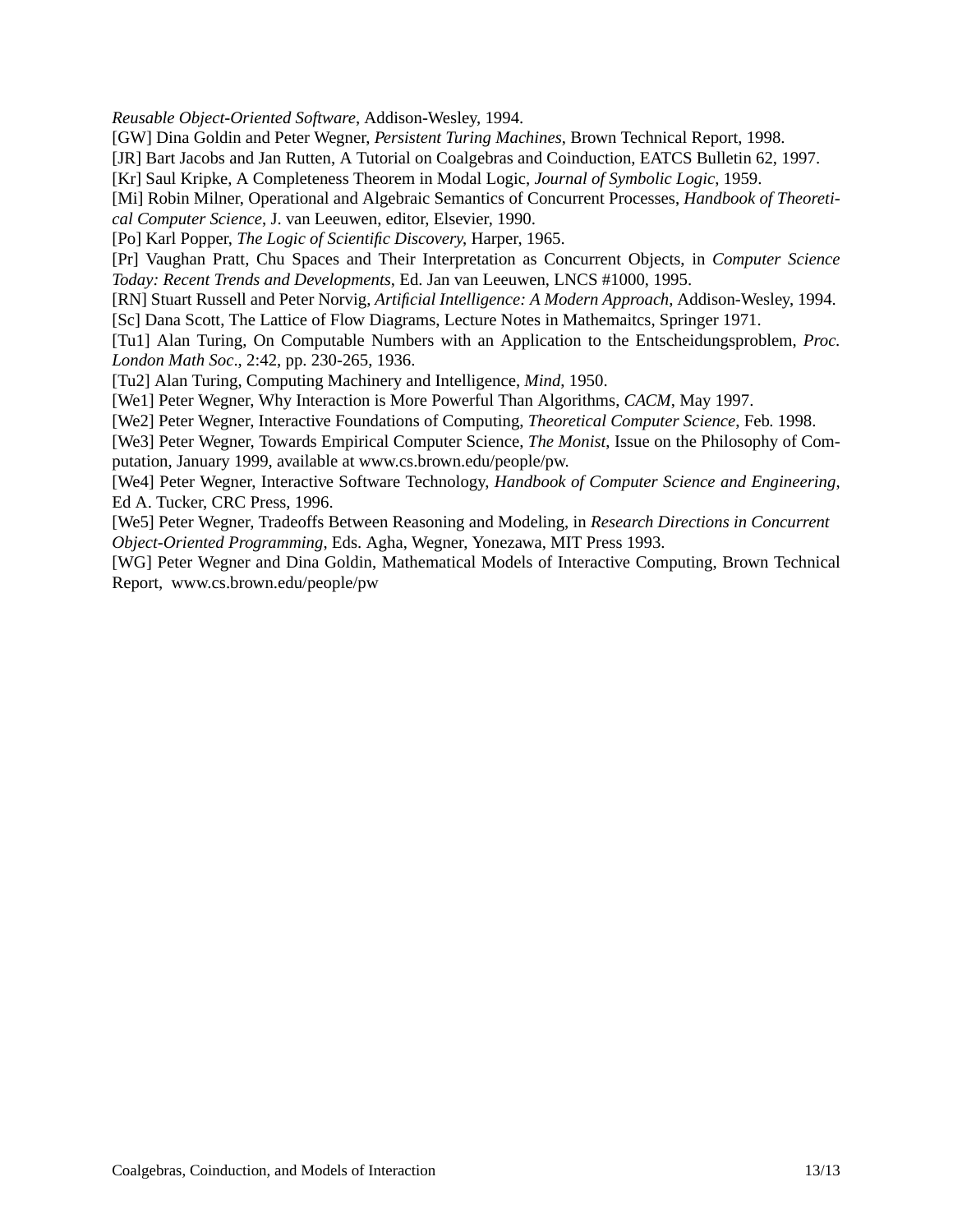*Reusable Object-Oriented Software*, Addison-Wesley, 1994.

[GW] Dina Goldin and Peter Wegner, *Persistent Turing Machines*, Brown Technical Report, 1998.

[JR] Bart Jacobs and Jan Rutten, A Tutorial on Coalgebras and Coinduction, EATCS Bulletin 62, 1997.

[Kr] Saul Kripke, A Completeness Theorem in Modal Logic, *Journal of Symbolic Logic*, 1959.

[Mi] Robin Milner, Operational and Algebraic Semantics of Concurrent Processes, *Handbook of Theoretical Computer Science*, J. van Leeuwen, editor, Elsevier, 1990.

[Po] Karl Popper, *The Logic of Scientific Discovery*, Harper, 1965.

[Pr] Vaughan Pratt, Chu Spaces and Their Interpretation as Concurrent Objects, in *Computer Science Today: Recent Trends and Developments*, Ed. Jan van Leeuwen, LNCS #1000, 1995.

[RN] Stuart Russell and Peter Norvig, *Artificial Intelligence: A Modern Approach,* Addison-Wesley, 1994.

[Sc] Dana Scott, The Lattice of Flow Diagrams, Lecture Notes in Mathemaitcs, Springer 1971.

[Tu1] Alan Turing, On Computable Numbers with an Application to the Entscheidungsproblem, *Proc. London Math Soc*., 2:42, pp. 230-265, 1936.

[Tu2] Alan Turing, Computing Machinery and Intelligence, *Mind*, 1950.

[We1] Peter Wegner, Why Interaction is More Powerful Than Algorithms, *CACM*, May 1997.

[We2] Peter Wegner, Interactive Foundations of Computing, *Theoretical Computer Science*, Feb. 1998.

[We3] Peter Wegner, Towards Empirical Computer Science, *The Monist*, Issue on the Philosophy of Computation, January 1999, available at www.cs.brown.edu/people/pw.

[We4] Peter Wegner, Interactive Software Technology, *Handbook of Computer Science and Engineering*, Ed A. Tucker, CRC Press, 1996.

[We5] Peter Wegner, Tradeoffs Between Reasoning and Modeling, in *Research Directions in Concurrent Object-Oriented Programming*, Eds. Agha, Wegner, Yonezawa, MIT Press 1993.

[WG] Peter Wegner and Dina Goldin, Mathematical Models of Interactive Computing, Brown Technical Report, www.cs.brown.edu/people/pw